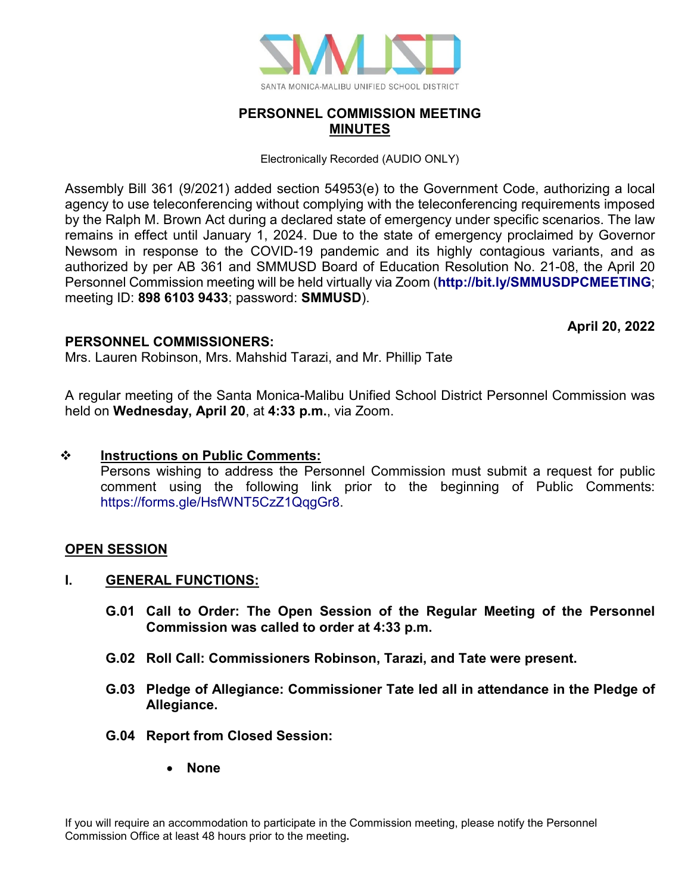SANTA MONICA-MALIBU UNIFIED SCHOOL DISTRICT

# PERSONNEL COMMISSION MEETING
## MINUTES

Electronically Recorded (AUDIO ONLY)

Assembly Bill 361 (9/2021) added section 54953(e) to the Government Code, authorizing a local agency to use teleconferencing without complying with the teleconferencing requirements imposed by the Ralph M. Brown Act during a declared state of emergency under specific scenarios. The law remains in effect until January 1, 2024. Due to the state of emergency proclaimed by Governor Newsom in response to the COVID-19 pandemic and its highly contagious variants, and as authorized by per AB 361 and SMMUSD Board of Education Resolution No. 21-08, the April 20 Personnel Commission meeting will be held virtually via Zoom (**http://bit.ly/SMMUSDPCMEETING**; meeting ID: **898 6103 9433**; password: **SMMUSD**).

**April 20, 2022**

**PERSONNEL COMMISSIONERS:**
Mrs. Lauren Robinson, Mrs. Mahshid Tarazi, and Mr. Phillip Tate

A regular meeting of the Santa Monica-Malibu Unified School District Personnel Commission was held on **Wednesday, April 20**, at **4:33 p.m.**, via Zoom.

❖ **Instructions on Public Comments:**
Persons wishing to address the Personnel Commission must submit a request for public comment using the following link prior to the beginning of Public Comments: https://forms.gle/HsfWNT5CzZ1QqgGr8.

**OPEN SESSION**

**I. GENERAL FUNCTIONS:**

**G.01 Call to Order: The Open Session of the Regular Meeting of the Personnel Commission was called to order at 4:33 p.m.**

**G.02 Roll Call: Commissioners Robinson, Tarazi, and Tate were present.**

**G.03 Pledge of Allegiance: Commissioner Tate led all in attendance in the Pledge of Allegiance.**

**G.04 Report from Closed Session:**

- **None**

If you will require an accommodation to participate in the Commission meeting, please notify the Personnel Commission Office at least 48 hours prior to the meeting.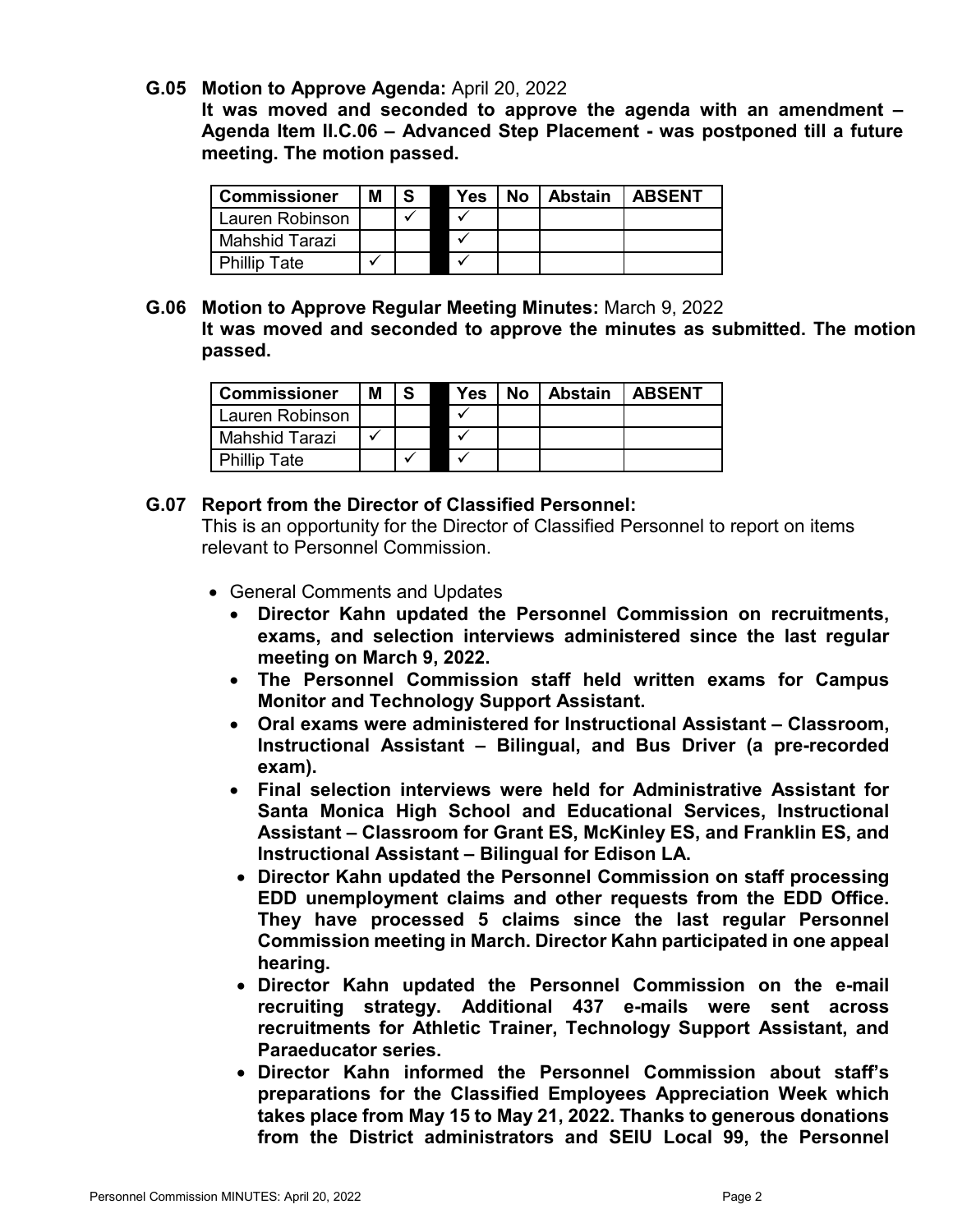**G.05 Motion to Approve Agenda:** April 20, 2022

**It was moved and seconded to approve the agenda with an amendment – Agenda Item II.C.06 – Advanced Step Placement - was postponed till a future meeting. The motion passed.**

| Commissioner | M | S | | Yes | No | Abstain | ABSENT |
|---|---|---|---|---|---|---|---|
| Lauren Robinson | | ✓ | | ✓ | | | |
| Mahshid Tarazi | | | | ✓ | | | |
| Phillip Tate | ✓ | | | ✓ | | | |

**G.06 Motion to Approve Regular Meeting Minutes:** March 9, 2022

**It was moved and seconded to approve the minutes as submitted. The motion passed.**

| Commissioner | M | S | | Yes | No | Abstain | ABSENT |
|---|---|---|---|---|---|---|---|
| Lauren Robinson | | | | ✓ | | | |
| Mahshid Tarazi | ✓ | | | ✓ | | | |
| Phillip Tate | | ✓ | | ✓ | | | |

**G.07 Report from the Director of Classified Personnel:**

This is an opportunity for the Director of Classified Personnel to report on items relevant to Personnel Commission.

- General Comments and Updates
  - **Director Kahn updated the Personnel Commission on recruitments, exams, and selection interviews administered since the last regular meeting on March 9, 2022.**
  - **The Personnel Commission staff held written exams for Campus Monitor and Technology Support Assistant.**
  - **Oral exams were administered for Instructional Assistant – Classroom, Instructional Assistant – Bilingual, and Bus Driver (a pre-recorded exam).**
  - **Final selection interviews were held for Administrative Assistant for Santa Monica High School and Educational Services, Instructional Assistant – Classroom for Grant ES, McKinley ES, and Franklin ES, and Instructional Assistant – Bilingual for Edison LA.**
  - **Director Kahn updated the Personnel Commission on staff processing EDD unemployment claims and other requests from the EDD Office. They have processed 5 claims since the last regular Personnel Commission meeting in March. Director Kahn participated in one appeal hearing.**
  - **Director Kahn updated the Personnel Commission on the e-mail recruiting strategy. Additional 437 e-mails were sent across recruitments for Athletic Trainer, Technology Support Assistant, and Paraeducator series.**
  - **Director Kahn informed the Personnel Commission about staff's preparations for the Classified Employees Appreciation Week which takes place from May 15 to May 21, 2022. Thanks to generous donations from the District administrators and SEIU Local 99, the Personnel**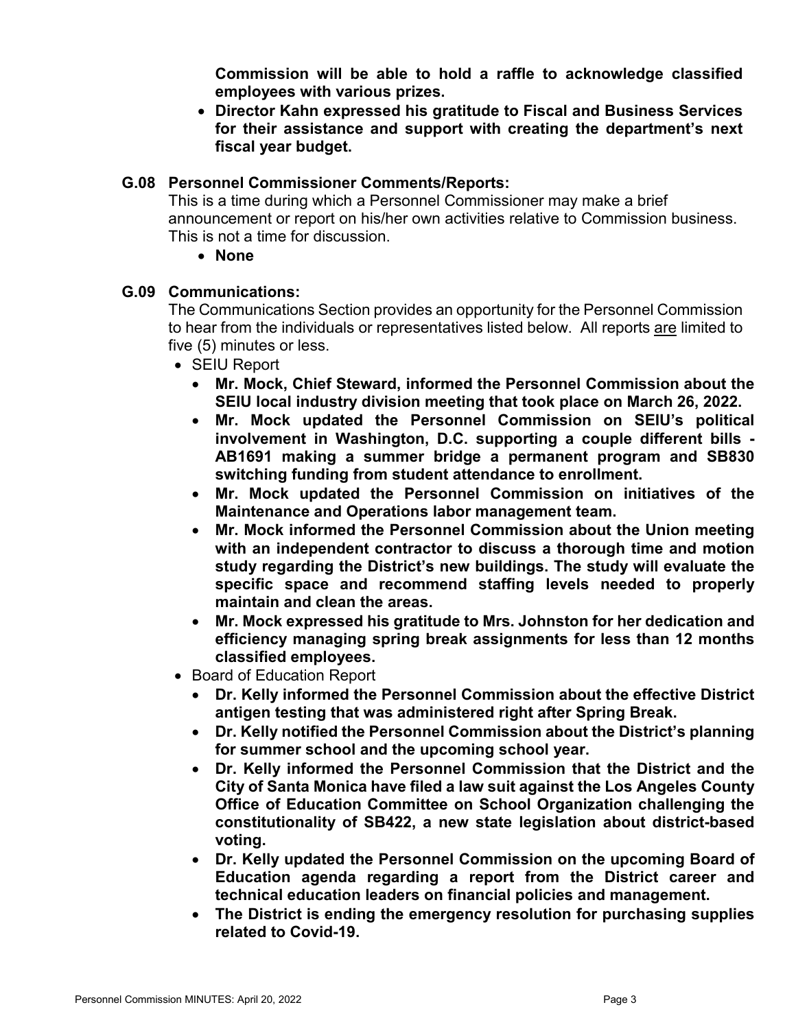**Commission will be able to hold a raffle to acknowledge classified employees with various prizes.**

- **Director Kahn expressed his gratitude to Fiscal and Business Services for their assistance and support with creating the department's next fiscal year budget.**

### G.08 Personnel Commissioner Comments/Reports:

This is a time during which a Personnel Commissioner may make a brief announcement or report on his/her own activities relative to Commission business. This is not a time for discussion.

- **None**

### G.09 Communications:

The Communications Section provides an opportunity for the Personnel Commission to hear from the individuals or representatives listed below. All reports are limited to five (5) minutes or less.

- SEIU Report
  - **Mr. Mock, Chief Steward, informed the Personnel Commission about the SEIU local industry division meeting that took place on March 26, 2022.**
  - **Mr. Mock updated the Personnel Commission on SEIU's political involvement in Washington, D.C. supporting a couple different bills - AB1691 making a summer bridge a permanent program and SB830 switching funding from student attendance to enrollment.**
  - **Mr. Mock updated the Personnel Commission on initiatives of the Maintenance and Operations labor management team.**
  - **Mr. Mock informed the Personnel Commission about the Union meeting with an independent contractor to discuss a thorough time and motion study regarding the District's new buildings. The study will evaluate the specific space and recommend staffing levels needed to properly maintain and clean the areas.**
  - **Mr. Mock expressed his gratitude to Mrs. Johnston for her dedication and efficiency managing spring break assignments for less than 12 months classified employees.**
- Board of Education Report
  - **Dr. Kelly informed the Personnel Commission about the effective District antigen testing that was administered right after Spring Break.**
  - **Dr. Kelly notified the Personnel Commission about the District's planning for summer school and the upcoming school year.**
  - **Dr. Kelly informed the Personnel Commission that the District and the City of Santa Monica have filed a law suit against the Los Angeles County Office of Education Committee on School Organization challenging the constitutionality of SB422, a new state legislation about district-based voting.**
  - **Dr. Kelly updated the Personnel Commission on the upcoming Board of Education agenda regarding a report from the District career and technical education leaders on financial policies and management.**
  - **The District is ending the emergency resolution for purchasing supplies related to Covid-19.**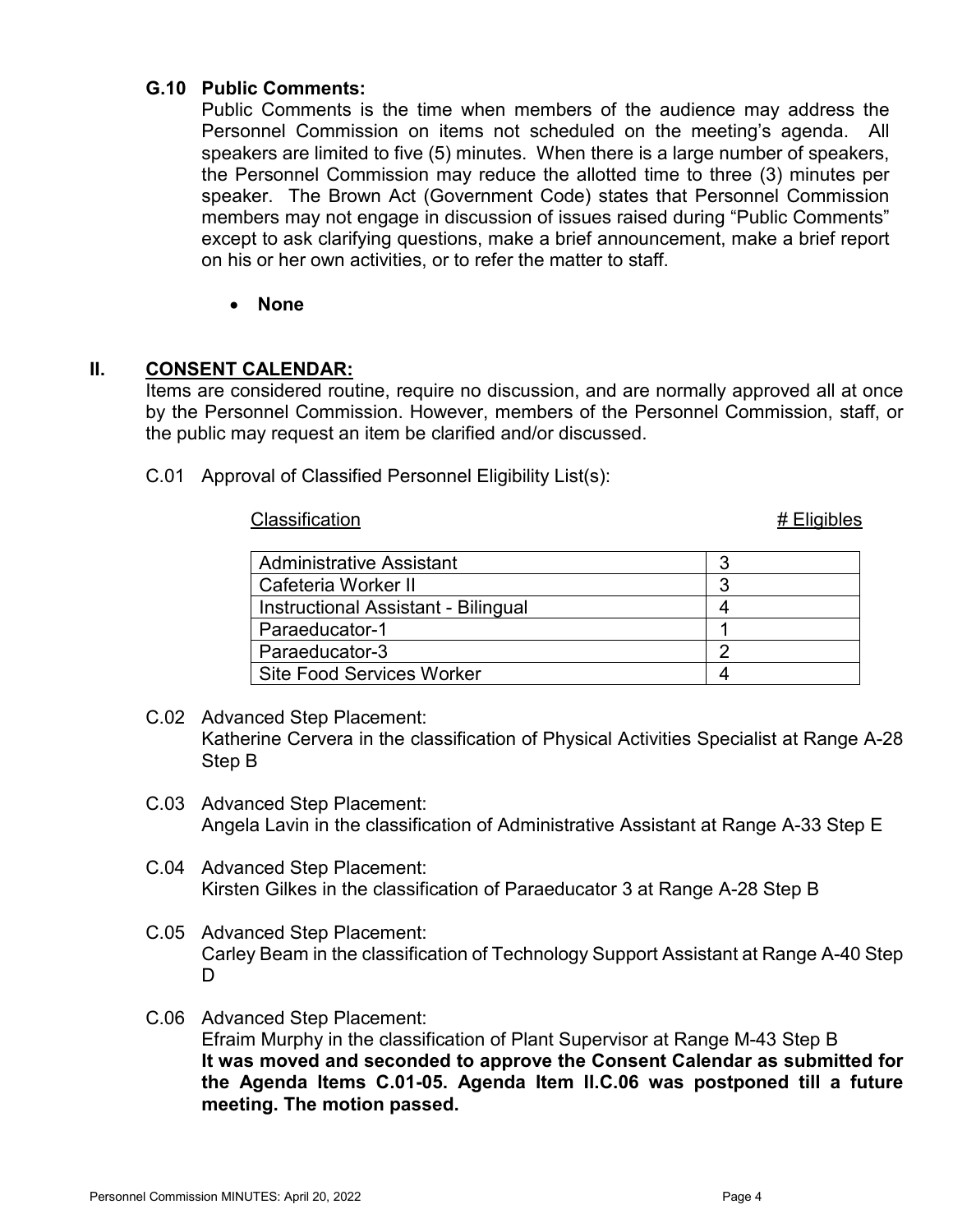**G.10 Public Comments:**

Public Comments is the time when members of the audience may address the Personnel Commission on items not scheduled on the meeting's agenda. All speakers are limited to five (5) minutes. When there is a large number of speakers, the Personnel Commission may reduce the allotted time to three (3) minutes per speaker. The Brown Act (Government Code) states that Personnel Commission members may not engage in discussion of issues raised during "Public Comments" except to ask clarifying questions, make a brief announcement, make a brief report on his or her own activities, or to refer the matter to staff.

- **None**

## II. CONSENT CALENDAR:

Items are considered routine, require no discussion, and are normally approved all at once by the Personnel Commission. However, members of the Personnel Commission, staff, or the public may request an item be clarified and/or discussed.

C.01 Approval of Classified Personnel Eligibility List(s):

| Classification | # Eligibles |
|---|---|
| Administrative Assistant | 3 |
| Cafeteria Worker II | 3 |
| Instructional Assistant - Bilingual | 4 |
| Paraeducator-1 | 1 |
| Paraeducator-3 | 2 |
| Site Food Services Worker | 4 |

C.02 Advanced Step Placement:
Katherine Cervera in the classification of Physical Activities Specialist at Range A-28 Step B

C.03 Advanced Step Placement:
Angela Lavin in the classification of Administrative Assistant at Range A-33 Step E

C.04 Advanced Step Placement:
Kirsten Gilkes in the classification of Paraeducator 3 at Range A-28 Step B

C.05 Advanced Step Placement:
Carley Beam in the classification of Technology Support Assistant at Range A-40 Step D

C.06 Advanced Step Placement:
Efraim Murphy in the classification of Plant Supervisor at Range M-43 Step B
**It was moved and seconded to approve the Consent Calendar as submitted for the Agenda Items C.01-05. Agenda Item II.C.06 was postponed till a future meeting. The motion passed.**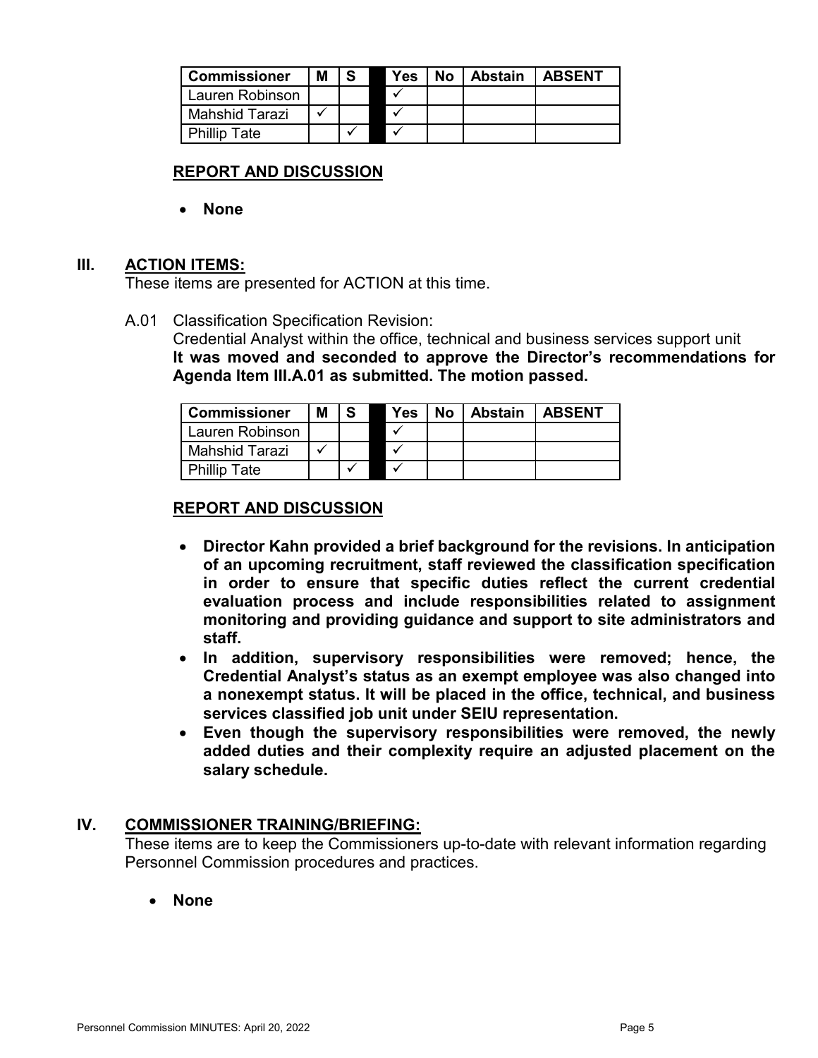| Commissioner | M | S | | Yes | No | Abstain | ABSENT |
|---|---|---|---|---|---|---|---|
| Lauren Robinson | | | | ✓ | | | |
| Mahshid Tarazi | ✓ | | | ✓ | | | |
| Phillip Tate | | ✓ | | ✓ | | | |

**REPORT AND DISCUSSION**

- **None**

## III. ACTION ITEMS:

These items are presented for ACTION at this time.

A.01 Classification Specification Revision:
Credential Analyst within the office, technical and business services support unit
**It was moved and seconded to approve the Director's recommendations for Agenda Item III.A.01 as submitted. The motion passed.**

| Commissioner | M | S | | Yes | No | Abstain | ABSENT |
|---|---|---|---|---|---|---|---|
| Lauren Robinson | | | | ✓ | | | |
| Mahshid Tarazi | ✓ | | | ✓ | | | |
| Phillip Tate | | ✓ | | ✓ | | | |

**REPORT AND DISCUSSION**

- **Director Kahn provided a brief background for the revisions. In anticipation of an upcoming recruitment, staff reviewed the classification specification in order to ensure that specific duties reflect the current credential evaluation process and include responsibilities related to assignment monitoring and providing guidance and support to site administrators and staff.**
- **In addition, supervisory responsibilities were removed; hence, the Credential Analyst's status as an exempt employee was also changed into a nonexempt status. It will be placed in the office, technical, and business services classified job unit under SEIU representation.**
- **Even though the supervisory responsibilities were removed, the newly added duties and their complexity require an adjusted placement on the salary schedule.**

## IV. COMMISSIONER TRAINING/BRIEFING:

These items are to keep the Commissioners up-to-date with relevant information regarding Personnel Commission procedures and practices.

- **None**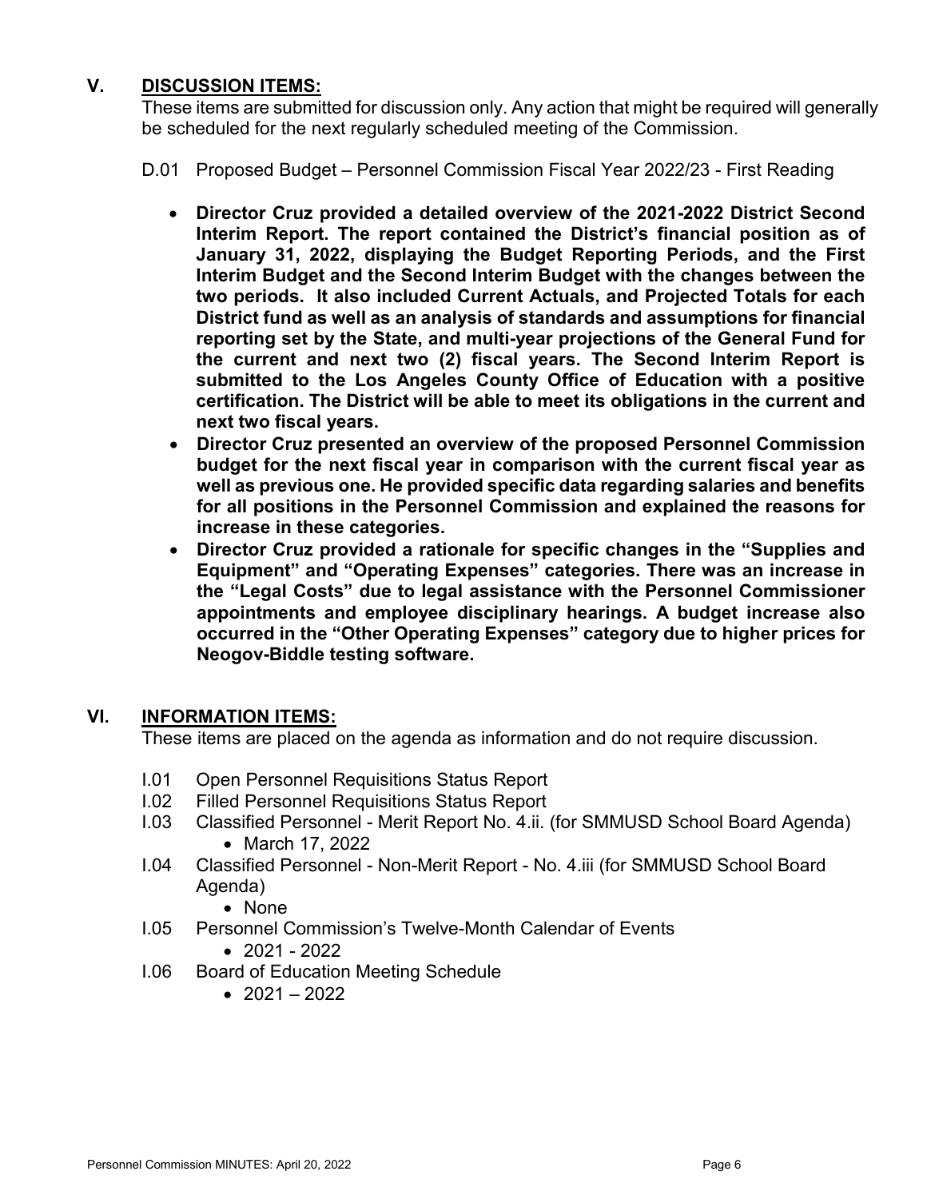## V. DISCUSSION ITEMS:

These items are submitted for discussion only. Any action that might be required will generally be scheduled for the next regularly scheduled meeting of the Commission.

D.01 Proposed Budget – Personnel Commission Fiscal Year 2022/23 - First Reading

- **Director Cruz provided a detailed overview of the 2021-2022 District Second Interim Report. The report contained the District's financial position as of January 31, 2022, displaying the Budget Reporting Periods, and the First Interim Budget and the Second Interim Budget with the changes between the two periods. It also included Current Actuals, and Projected Totals for each District fund as well as an analysis of standards and assumptions for financial reporting set by the State, and multi-year projections of the General Fund for the current and next two (2) fiscal years. The Second Interim Report is submitted to the Los Angeles County Office of Education with a positive certification. The District will be able to meet its obligations in the current and next two fiscal years.**
- **Director Cruz presented an overview of the proposed Personnel Commission budget for the next fiscal year in comparison with the current fiscal year as well as previous one. He provided specific data regarding salaries and benefits for all positions in the Personnel Commission and explained the reasons for increase in these categories.**
- **Director Cruz provided a rationale for specific changes in the "Supplies and Equipment" and "Operating Expenses" categories. There was an increase in the "Legal Costs" due to legal assistance with the Personnel Commissioner appointments and employee disciplinary hearings. A budget increase also occurred in the "Other Operating Expenses" category due to higher prices for Neogov-Biddle testing software.**

## VI. INFORMATION ITEMS:

These items are placed on the agenda as information and do not require discussion.

I.01 Open Personnel Requisitions Status Report

I.02 Filled Personnel Requisitions Status Report

I.03 Classified Personnel - Merit Report No. 4.ii. (for SMMUSD School Board Agenda)
- March 17, 2022

I.04 Classified Personnel - Non-Merit Report - No. 4.iii (for SMMUSD School Board Agenda)
- None

I.05 Personnel Commission's Twelve-Month Calendar of Events
- 2021 - 2022

I.06 Board of Education Meeting Schedule
- 2021 – 2022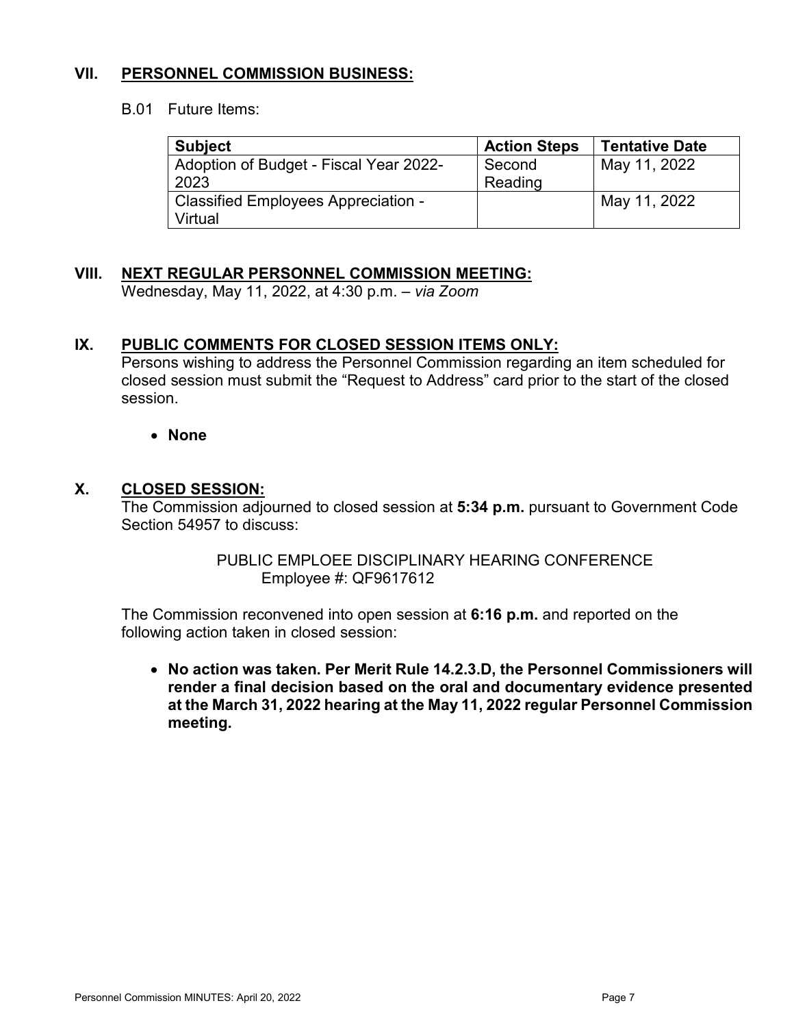## VII. PERSONNEL COMMISSION BUSINESS:

B.01 Future Items:

| Subject | Action Steps | Tentative Date |
|---|---|---|
| Adoption of Budget - Fiscal Year 2022-2023 | Second Reading | May 11, 2022 |
| Classified Employees Appreciation - Virtual | | May 11, 2022 |

## VIII. NEXT REGULAR PERSONNEL COMMISSION MEETING:

Wednesday, May 11, 2022, at 4:30 p.m. – *via Zoom*

## IX. PUBLIC COMMENTS FOR CLOSED SESSION ITEMS ONLY:

Persons wishing to address the Personnel Commission regarding an item scheduled for closed session must submit the "Request to Address" card prior to the start of the closed session.

- **None**

## X. CLOSED SESSION:

The Commission adjourned to closed session at **5:34 p.m.** pursuant to Government Code Section 54957 to discuss:

PUBLIC EMPLOEE DISCIPLINARY HEARING CONFERENCE
Employee #: QF9617612

The Commission reconvened into open session at **6:16 p.m.** and reported on the following action taken in closed session:

- **No action was taken. Per Merit Rule 14.2.3.D, the Personnel Commissioners will render a final decision based on the oral and documentary evidence presented at the March 31, 2022 hearing at the May 11, 2022 regular Personnel Commission meeting.**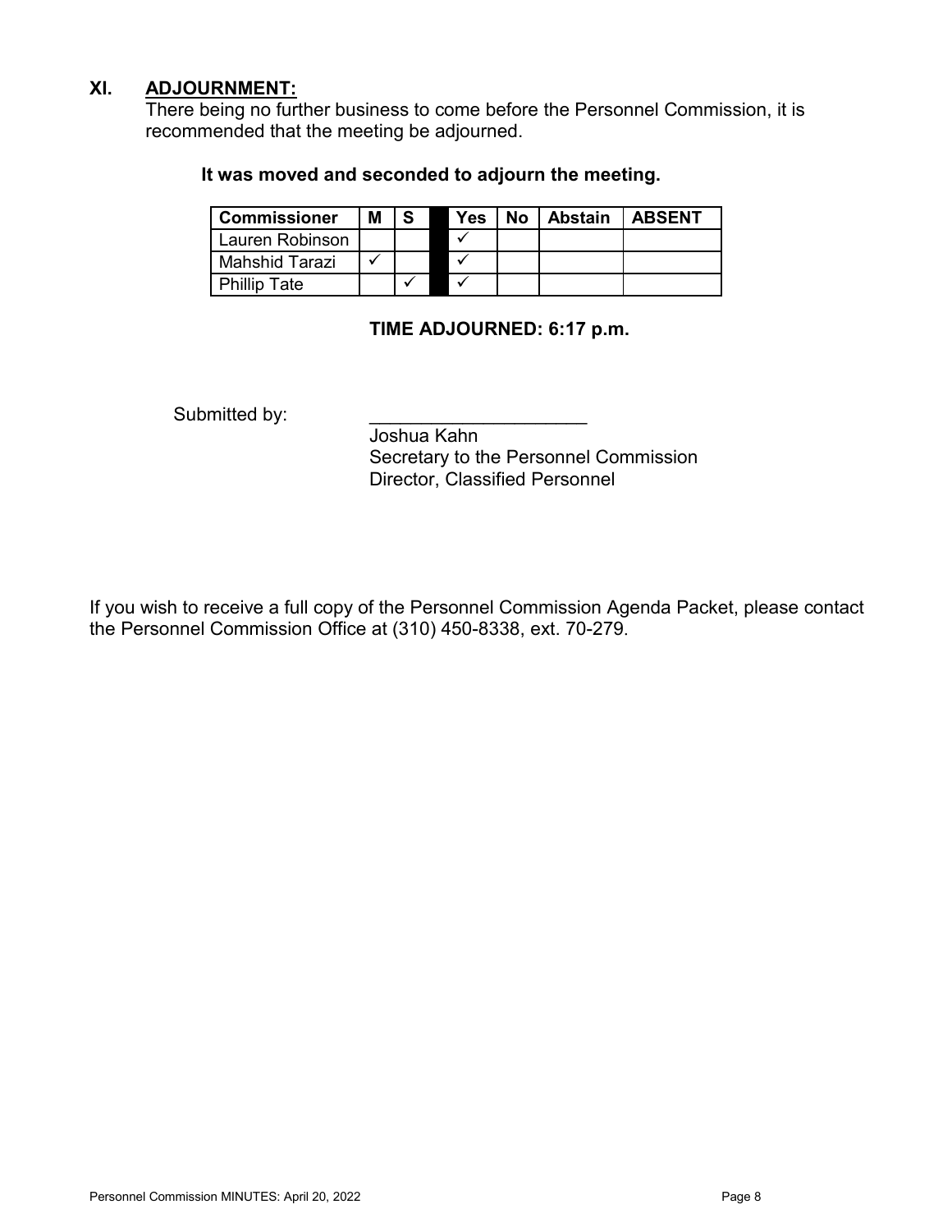## XI. ADJOURNMENT:

There being no further business to come before the Personnel Commission, it is recommended that the meeting be adjourned.

**It was moved and seconded to adjourn the meeting.**

| Commissioner | M | S | | Yes | No | Abstain | ABSENT |
|---|---|---|---|---|---|---|---|
| Lauren Robinson | | | | ✓ | | | |
| Mahshid Tarazi | ✓ | | | ✓ | | | |
| Phillip Tate | | ✓ | | ✓ | | | |

**TIME ADJOURNED: 6:17 p.m.**

Submitted by: \_\_\_\_\_\_\_\_\_\_\_\_\_\_\_\_\_\_\_\_\_\_

Joshua Kahn
Secretary to the Personnel Commission
Director, Classified Personnel

If you wish to receive a full copy of the Personnel Commission Agenda Packet, please contact the Personnel Commission Office at (310) 450-8338, ext. 70-279.